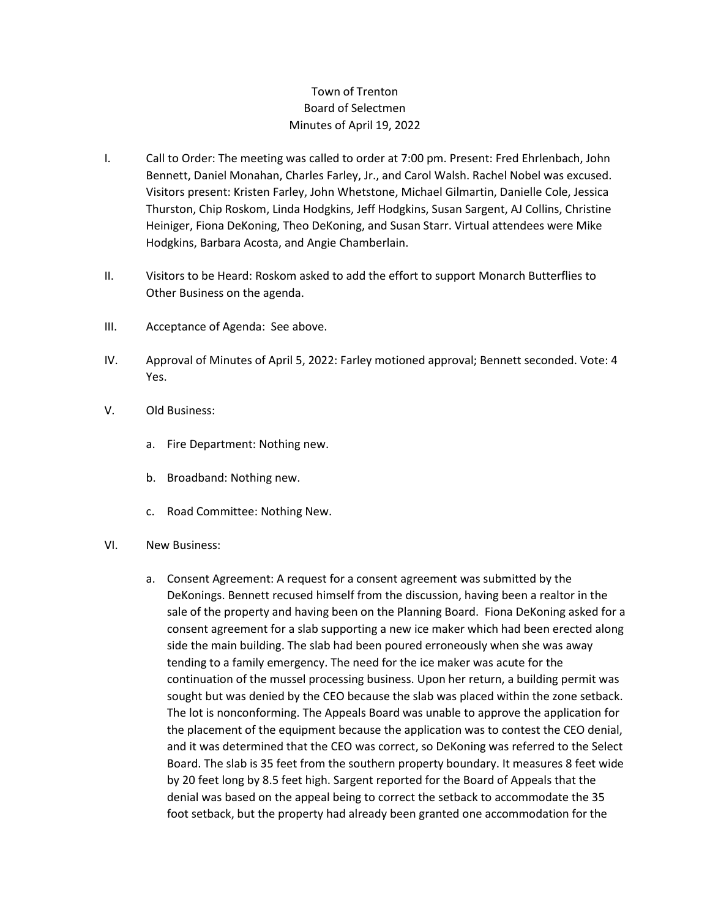# Town of Trenton
## Board of Selectmen
## Minutes of April 19, 2022

I. Call to Order: The meeting was called to order at 7:00 pm. Present: Fred Ehrlenbach, John Bennett, Daniel Monahan, Charles Farley, Jr., and Carol Walsh. Rachel Nobel was excused. Visitors present: Kristen Farley, John Whetstone, Michael Gilmartin, Danielle Cole, Jessica Thurston, Chip Roskom, Linda Hodgkins, Jeff Hodgkins, Susan Sargent, AJ Collins, Christine Heiniger, Fiona DeKoning, Theo DeKoning, and Susan Starr. Virtual attendees were Mike Hodgkins, Barbara Acosta, and Angie Chamberlain.

II. Visitors to be Heard: Roskom asked to add the effort to support Monarch Butterflies to Other Business on the agenda.

III. Acceptance of Agenda: See above.

IV. Approval of Minutes of April 5, 2022: Farley motioned approval; Bennett seconded. Vote: 4 Yes.

V. Old Business:

   a. Fire Department: Nothing new.

   b. Broadband: Nothing new.

   c. Road Committee: Nothing New.

VI. New Business:

   a. Consent Agreement: A request for a consent agreement was submitted by the DeKonings. Bennett recused himself from the discussion, having been a realtor in the sale of the property and having been on the Planning Board. Fiona DeKoning asked for a consent agreement for a slab supporting a new ice maker which had been erected along side the main building. The slab had been poured erroneously when she was away tending to a family emergency. The need for the ice maker was acute for the continuation of the mussel processing business. Upon her return, a building permit was sought but was denied by the CEO because the slab was placed within the zone setback. The lot is nonconforming. The Appeals Board was unable to approve the application for the placement of the equipment because the application was to contest the CEO denial, and it was determined that the CEO was correct, so DeKoning was referred to the Select Board. The slab is 35 feet from the southern property boundary. It measures 8 feet wide by 20 feet long by 8.5 feet high. Sargent reported for the Board of Appeals that the denial was based on the appeal being to correct the setback to accommodate the 35 foot setback, but the property had already been granted one accommodation for the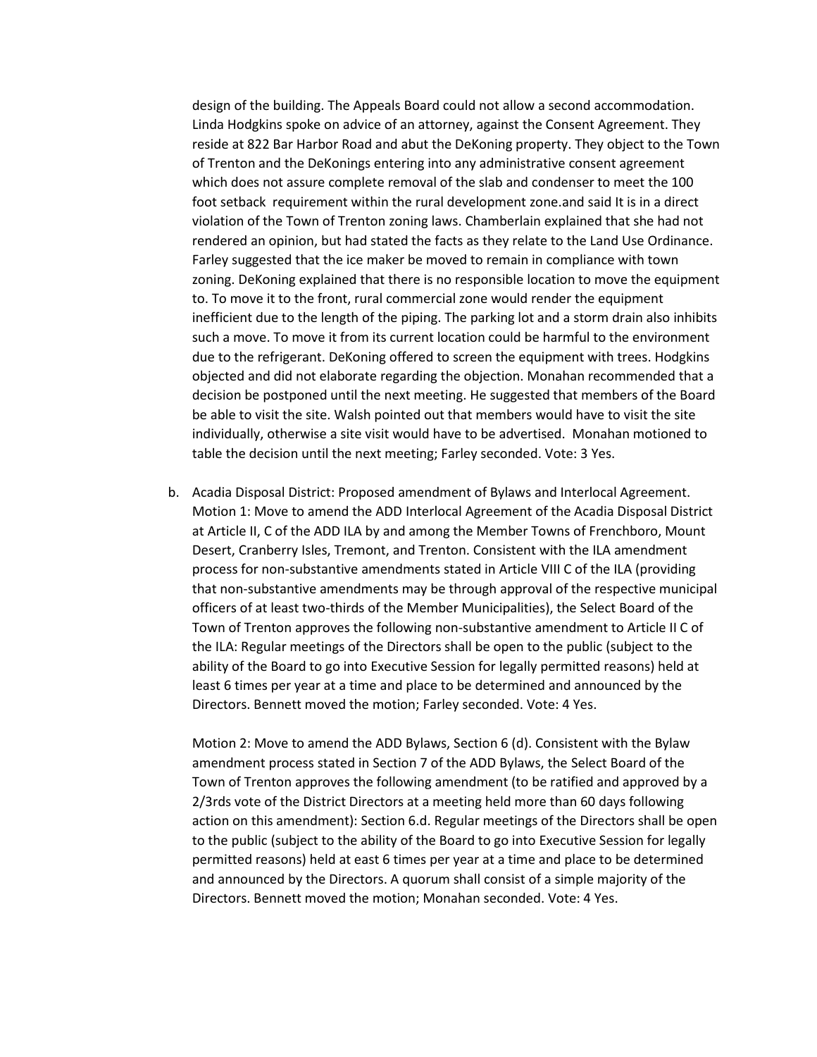design of the building. The Appeals Board could not allow a second accommodation. Linda Hodgkins spoke on advice of an attorney, against the Consent Agreement. They reside at 822 Bar Harbor Road and abut the DeKoning property. They object to the Town of Trenton and the DeKonings entering into any administrative consent agreement which does not assure complete removal of the slab and condenser to meet the 100 foot setback requirement within the rural development zone.and said It is in a direct violation of the Town of Trenton zoning laws. Chamberlain explained that she had not rendered an opinion, but had stated the facts as they relate to the Land Use Ordinance. Farley suggested that the ice maker be moved to remain in compliance with town zoning. DeKoning explained that there is no responsible location to move the equipment to. To move it to the front, rural commercial zone would render the equipment inefficient due to the length of the piping. The parking lot and a storm drain also inhibits such a move. To move it from its current location could be harmful to the environment due to the refrigerant. DeKoning offered to screen the equipment with trees. Hodgkins objected and did not elaborate regarding the objection. Monahan recommended that a decision be postponed until the next meeting. He suggested that members of the Board be able to visit the site. Walsh pointed out that members would have to visit the site individually, otherwise a site visit would have to be advertised. Monahan motioned to table the decision until the next meeting; Farley seconded. Vote: 3 Yes.

b. Acadia Disposal District: Proposed amendment of Bylaws and Interlocal Agreement. Motion 1: Move to amend the ADD Interlocal Agreement of the Acadia Disposal District at Article II, C of the ADD ILA by and among the Member Towns of Frenchboro, Mount Desert, Cranberry Isles, Tremont, and Trenton. Consistent with the ILA amendment process for non-substantive amendments stated in Article VIII C of the ILA (providing that non-substantive amendments may be through approval of the respective municipal officers of at least two-thirds of the Member Municipalities), the Select Board of the Town of Trenton approves the following non-substantive amendment to Article II C of the ILA: Regular meetings of the Directors shall be open to the public (subject to the ability of the Board to go into Executive Session for legally permitted reasons) held at least 6 times per year at a time and place to be determined and announced by the Directors. Bennett moved the motion; Farley seconded. Vote: 4 Yes.

   Motion 2: Move to amend the ADD Bylaws, Section 6 (d). Consistent with the Bylaw amendment process stated in Section 7 of the ADD Bylaws, the Select Board of the Town of Trenton approves the following amendment (to be ratified and approved by a 2/3rds vote of the District Directors at a meeting held more than 60 days following action on this amendment): Section 6.d. Regular meetings of the Directors shall be open to the public (subject to the ability of the Board to go into Executive Session for legally permitted reasons) held at east 6 times per year at a time and place to be determined and announced by the Directors. A quorum shall consist of a simple majority of the Directors. Bennett moved the motion; Monahan seconded. Vote: 4 Yes.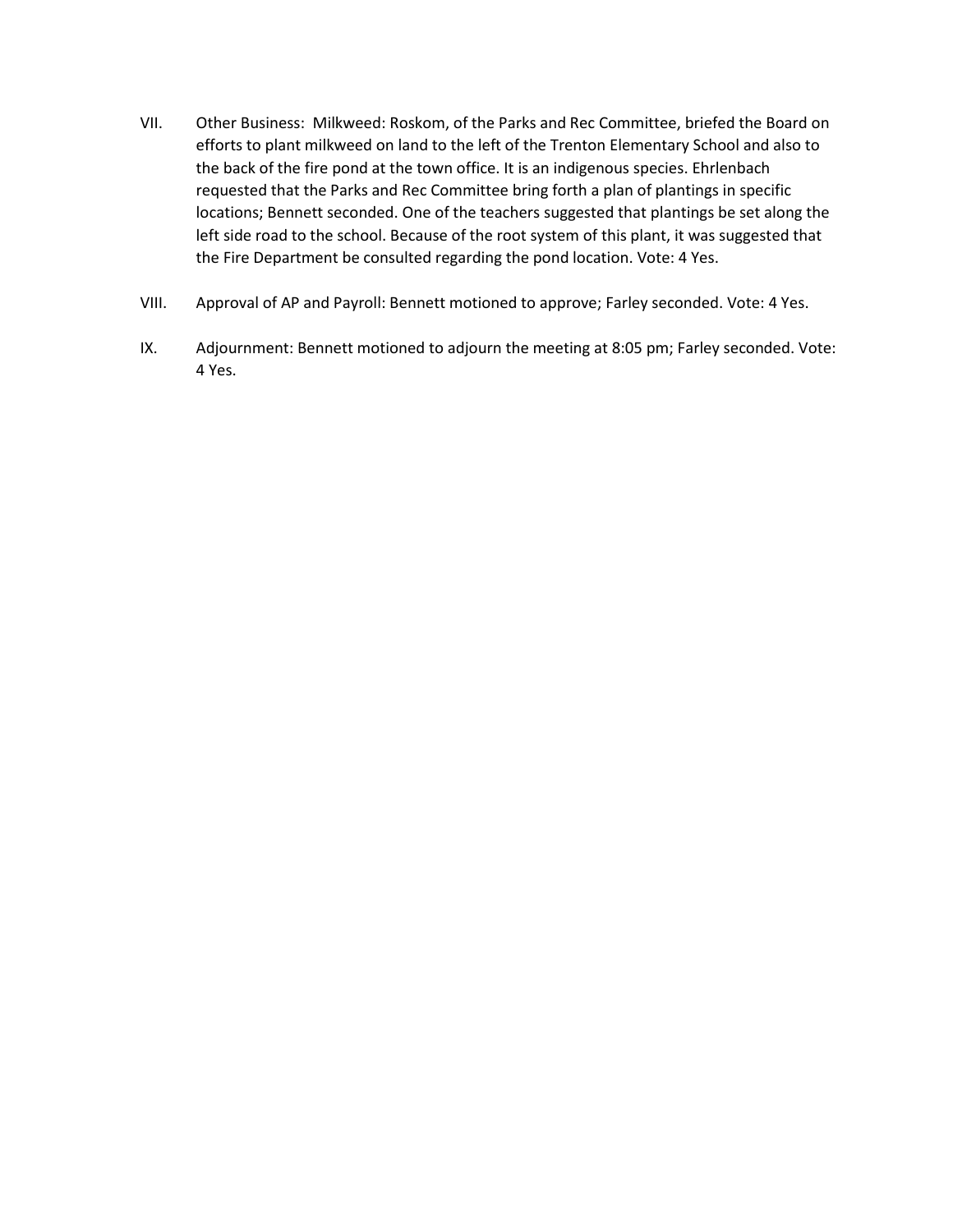VII. Other Business: Milkweed: Roskom, of the Parks and Rec Committee, briefed the Board on efforts to plant milkweed on land to the left of the Trenton Elementary School and also to the back of the fire pond at the town office. It is an indigenous species. Ehrlenbach requested that the Parks and Rec Committee bring forth a plan of plantings in specific locations; Bennett seconded. One of the teachers suggested that plantings be set along the left side road to the school. Because of the root system of this plant, it was suggested that the Fire Department be consulted regarding the pond location. Vote: 4 Yes.

VIII. Approval of AP and Payroll: Bennett motioned to approve; Farley seconded. Vote: 4 Yes.

IX. Adjournment: Bennett motioned to adjourn the meeting at 8:05 pm; Farley seconded. Vote: 4 Yes.